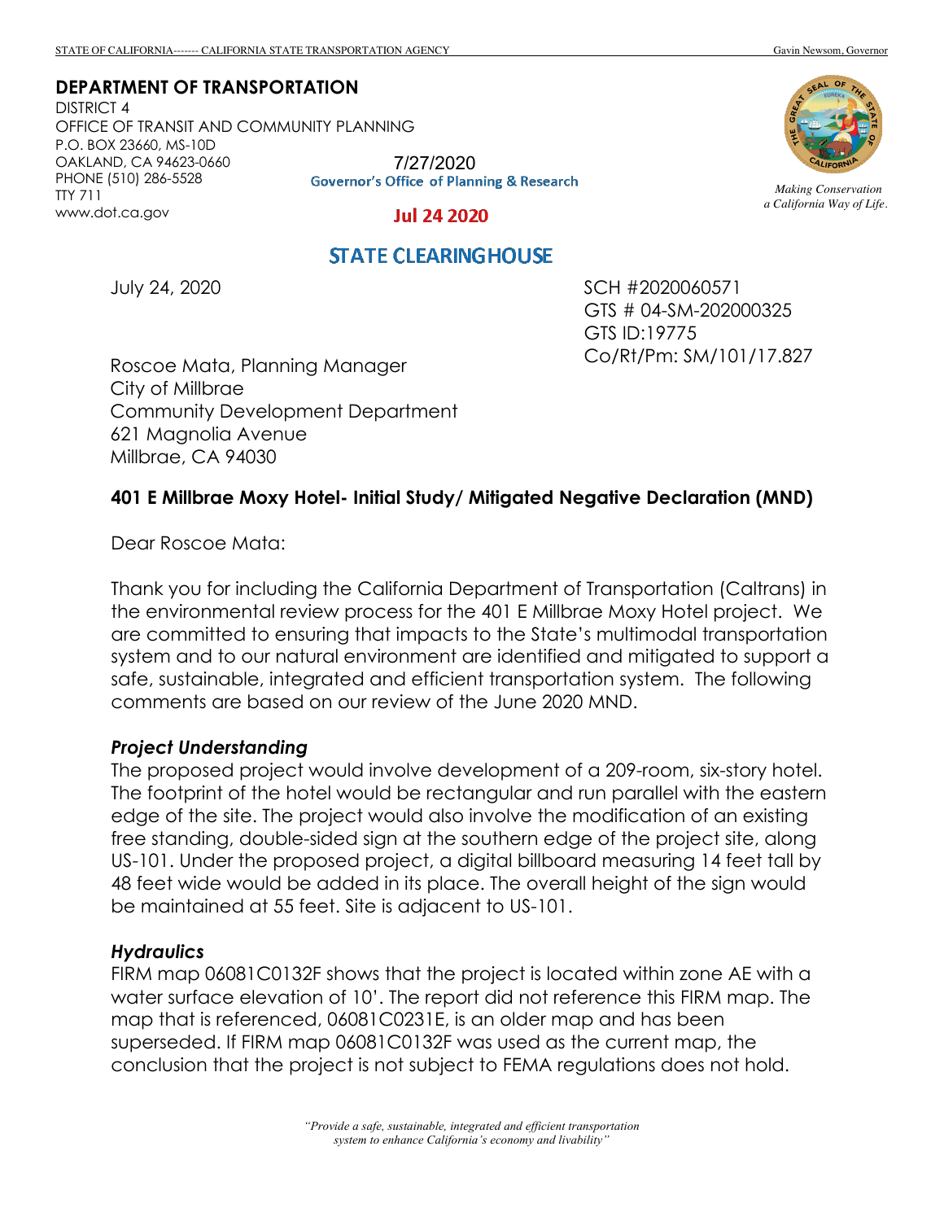STATE OF CALIFORNIA------- CALIFORNIA STATE TRANSPORTATION AGENCY Gavin Newsom, Governor

**DEPARTMENT OF TRANSPORTATION**
DISTRICT 4
OFFICE OF TRANSIT AND COMMUNITY PLANNING
P.O. BOX 23660, MS-10D
OAKLAND, CA 94623-0660
PHONE (510) 286-5528
TTY 711
www.dot.ca.gov

*Making Conservation a California Way of Life.*

7/27/2020
Governor's Office of Planning & Research

Jul 24 2020

STATE CLEARINGHOUSE

July 24, 2020

SCH #2020060571
GTS # 04-SM-202000325
GTS ID:19775
Co/Rt/Pm: SM/101/17.827

Roscoe Mata, Planning Manager
City of Millbrae
Community Development Department
621 Magnolia Avenue
Millbrae, CA 94030

**401 E Millbrae Moxy Hotel- Initial Study/ Mitigated Negative Declaration (MND)**

Dear Roscoe Mata:

Thank you for including the California Department of Transportation (Caltrans) in the environmental review process for the 401 E Millbrae Moxy Hotel project. We are committed to ensuring that impacts to the State's multimodal transportation system and to our natural environment are identified and mitigated to support a safe, sustainable, integrated and efficient transportation system. The following comments are based on our review of the June 2020 MND.

***Project Understanding***

The proposed project would involve development of a 209-room, six-story hotel. The footprint of the hotel would be rectangular and run parallel with the eastern edge of the site. The project would also involve the modification of an existing free standing, double-sided sign at the southern edge of the project site, along US-101. Under the proposed project, a digital billboard measuring 14 feet tall by 48 feet wide would be added in its place. The overall height of the sign would be maintained at 55 feet. Site is adjacent to US-101.

***Hydraulics***

FIRM map 06081C0132F shows that the project is located within zone AE with a water surface elevation of 10'. The report did not reference this FIRM map. The map that is referenced, 06081C0231E, is an older map and has been superseded. If FIRM map 06081C0132F was used as the current map, the conclusion that the project is not subject to FEMA regulations does not hold.

*"Provide a safe, sustainable, integrated and efficient transportation system to enhance California's economy and livability"*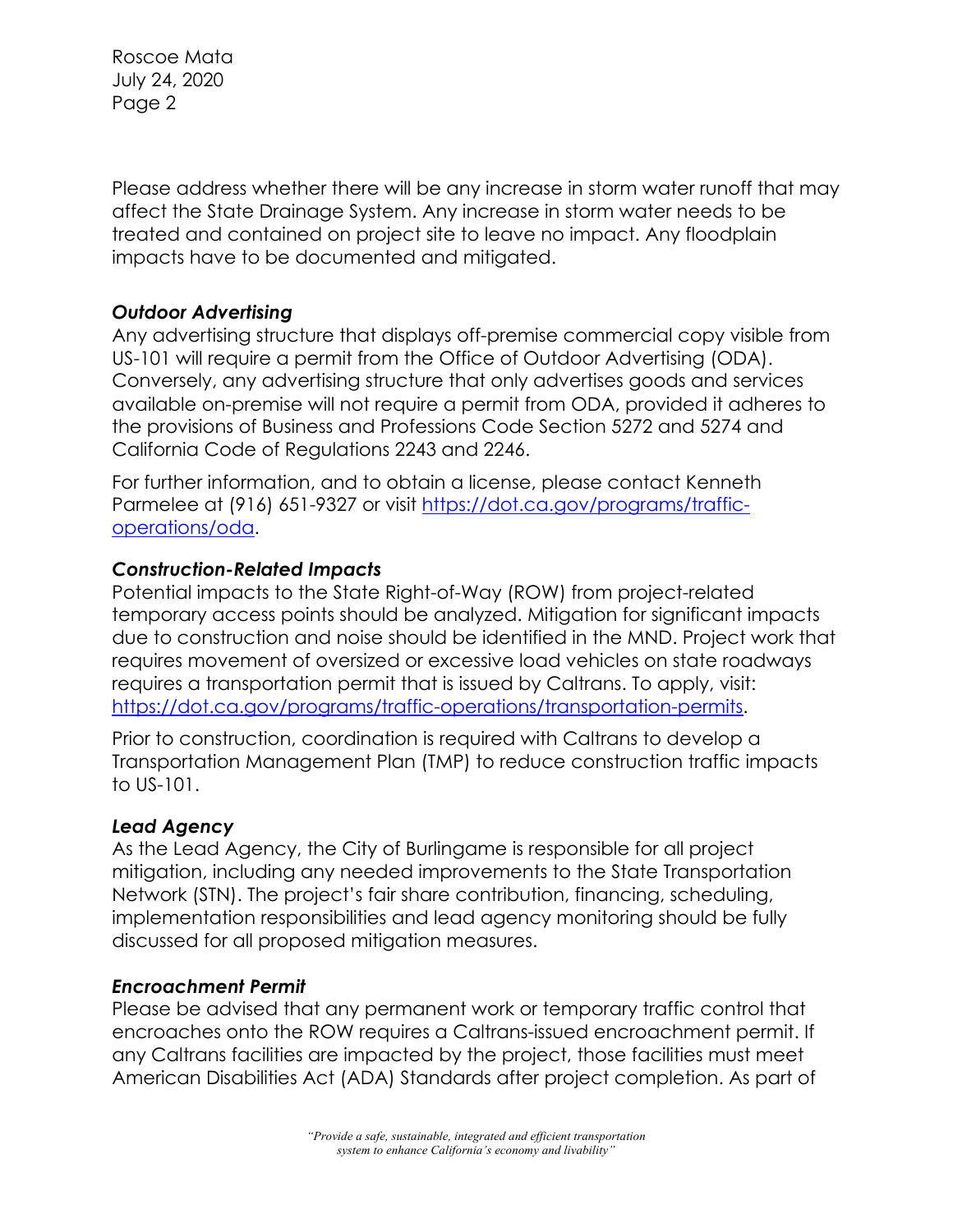Please address whether there will be any increase in storm water runoff that may affect the State Drainage System. Any increase in storm water needs to be treated and contained on project site to leave no impact. Any floodplain impacts have to be documented and mitigated.

### *Outdoor Advertising*

Any advertising structure that displays off-premise commercial copy visible from US-101 will require a permit from the Office of Outdoor Advertising (ODA). Conversely, any advertising structure that only advertises goods and services available on-premise will not require a permit from ODA, provided it adheres to the provisions of Business and Professions Code Section 5272 and 5274 and California Code of Regulations 2243 and 2246.

For further information, and to obtain a license, please contact Kenneth Parmelee at (916) 651-9327 or visit [https://dot.ca.gov/programs/traffic-operations/oda](https://dot.ca.gov/programs/traffic-operations/oda).

### *Construction-Related Impacts*

Potential impacts to the State Right-of-Way (ROW) from project-related temporary access points should be analyzed. Mitigation for significant impacts due to construction and noise should be identified in the MND. Project work that requires movement of oversized or excessive load vehicles on state roadways requires a transportation permit that is issued by Caltrans. To apply, visit: [https://dot.ca.gov/programs/traffic-operations/transportation-permits](https://dot.ca.gov/programs/traffic-operations/transportation-permits).

Prior to construction, coordination is required with Caltrans to develop a Transportation Management Plan (TMP) to reduce construction traffic impacts to US-101.

### *Lead Agency*

As the Lead Agency, the City of Burlingame is responsible for all project mitigation, including any needed improvements to the State Transportation Network (STN). The project's fair share contribution, financing, scheduling, implementation responsibilities and lead agency monitoring should be fully discussed for all proposed mitigation measures.

### *Encroachment Permit*

Please be advised that any permanent work or temporary traffic control that encroaches onto the ROW requires a Caltrans-issued encroachment permit. If any Caltrans facilities are impacted by the project, those facilities must meet American Disabilities Act (ADA) Standards after project completion. As part of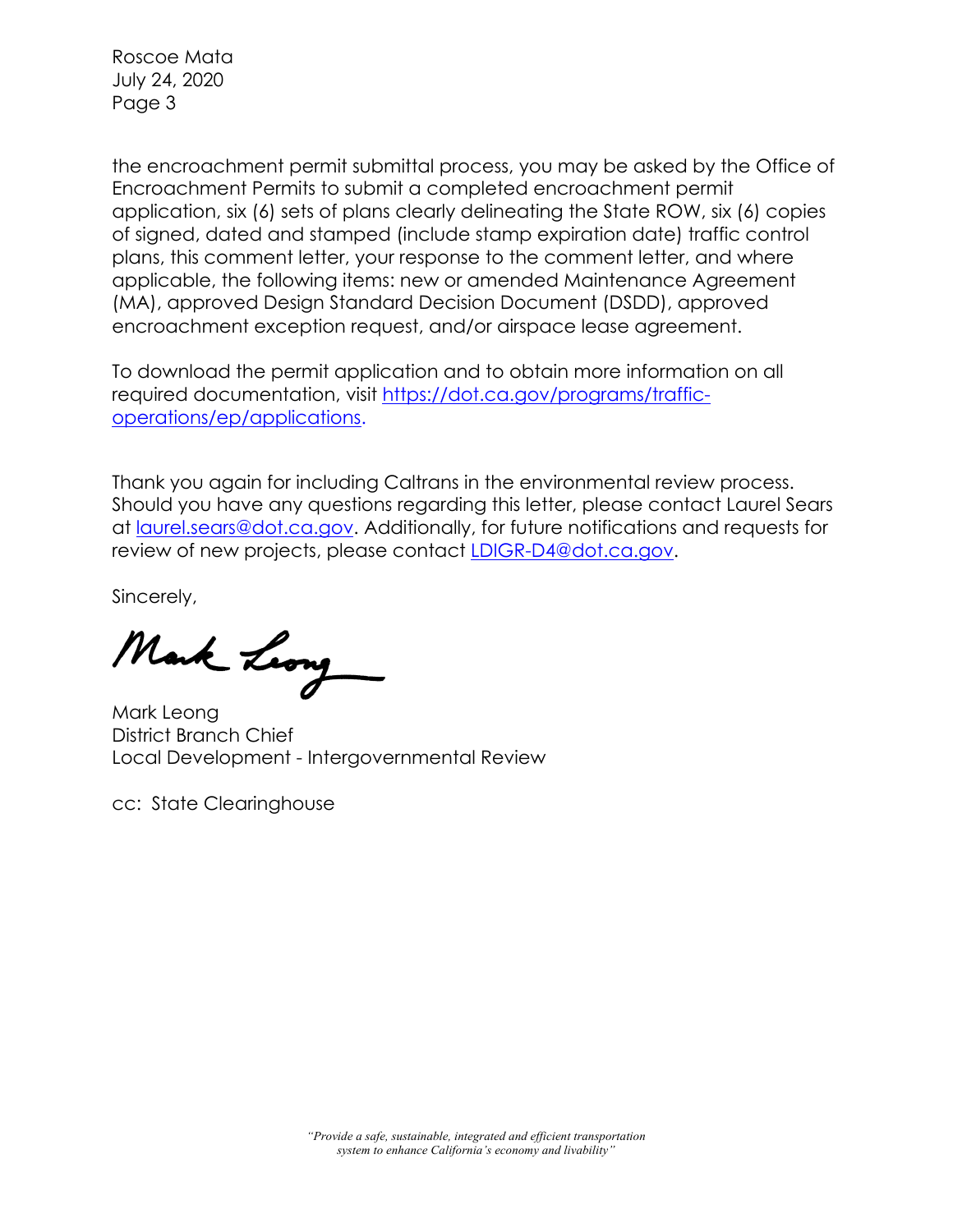the encroachment permit submittal process, you may be asked by the Office of Encroachment Permits to submit a completed encroachment permit application, six (6) sets of plans clearly delineating the State ROW, six (6) copies of signed, dated and stamped (include stamp expiration date) traffic control plans, this comment letter, your response to the comment letter, and where applicable, the following items: new or amended Maintenance Agreement (MA), approved Design Standard Decision Document (DSDD), approved encroachment exception request, and/or airspace lease agreement.

To download the permit application and to obtain more information on all required documentation, visit [https://dot.ca.gov/programs/traffic-operations/ep/applications](https://dot.ca.gov/programs/traffic-operations/ep/applications).

Thank you again for including Caltrans in the environmental review process. Should you have any questions regarding this letter, please contact Laurel Sears at [laurel.sears@dot.ca.gov](mailto:laurel.sears@dot.ca.gov). Additionally, for future notifications and requests for review of new projects, please contact [LDIGR-D4@dot.ca.gov](mailto:LDIGR-D4@dot.ca.gov).

Sincerely,

Mark Leong
District Branch Chief
Local Development - Intergovernmental Review

cc: State Clearinghouse

*"Provide a safe, sustainable, integrated and efficient transportation system to enhance California's economy and livability"*